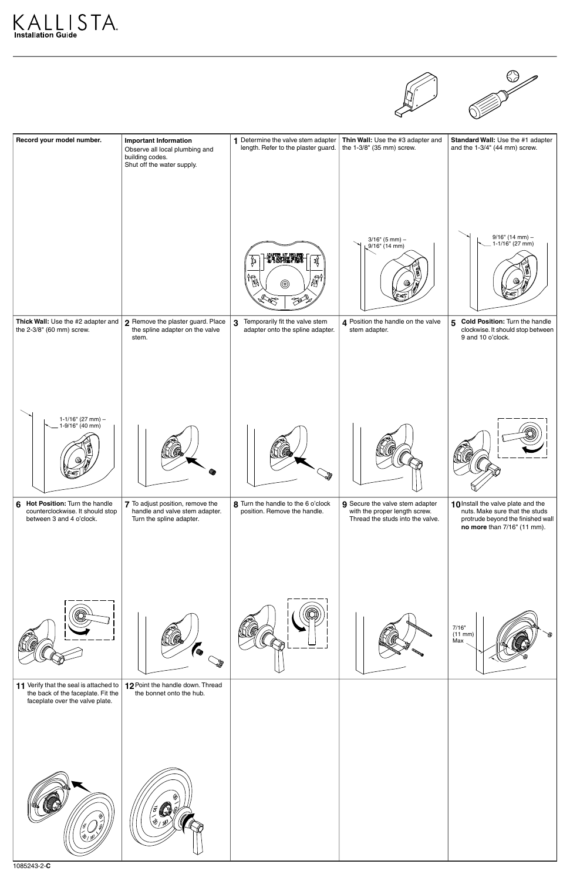# KALLISTA

**Installation Guide**

**Record your model number.**

**Important Information**

Observe all local plumbing and building codes.

Shut off the water supply.

**1** Determine the valve stem adapter length. Refer to the plaster guard.

**Thin Wall:** Use the #3 adapter and the 1-3/8" (35 mm) screw.

3/16" (5 mm) – 9/16" (14 mm)

**Standard Wall:** Use the #1 adapter and the 1-3/4" (44 mm) screw.

9/16" (14 mm) – 1-1/16" (27 mm)

**Thick Wall:** Use the #2 adapter and the 2-3/8" (60 mm) screw.

1-1/16" (27 mm) – 1-9/16" (40 mm)

**2** Remove the plaster guard. Place the spline adapter on the valve stem.

**3** Temporarily fit the valve stem adapter onto the spline adapter.

**4** Position the handle on the valve stem adapter.

**5** **Cold Position:** Turn the handle clockwise. It should stop between 9 and 10 o'clock.

**6** **Hot Position:** Turn the handle counterclockwise. It should stop between 3 and 4 o'clock.

**7** To adjust position, remove the handle and valve stem adapter. Turn the spline adapter.

**8** Turn the handle to the 6 o'clock position. Remove the handle.

**9** Secure the valve stem adapter with the proper length screw. Thread the studs into the valve.

**10** Install the valve plate and the nuts. Make sure that the studs protrude beyond the finished wall **no more** than 7/16" (11 mm).

7/16" (11 mm) Max

**11** Verify that the seal is attached to the back of the faceplate. Fit the faceplate over the valve plate.

**12** Point the handle down. Thread the bonnet onto the hub.

1085243-2-**C**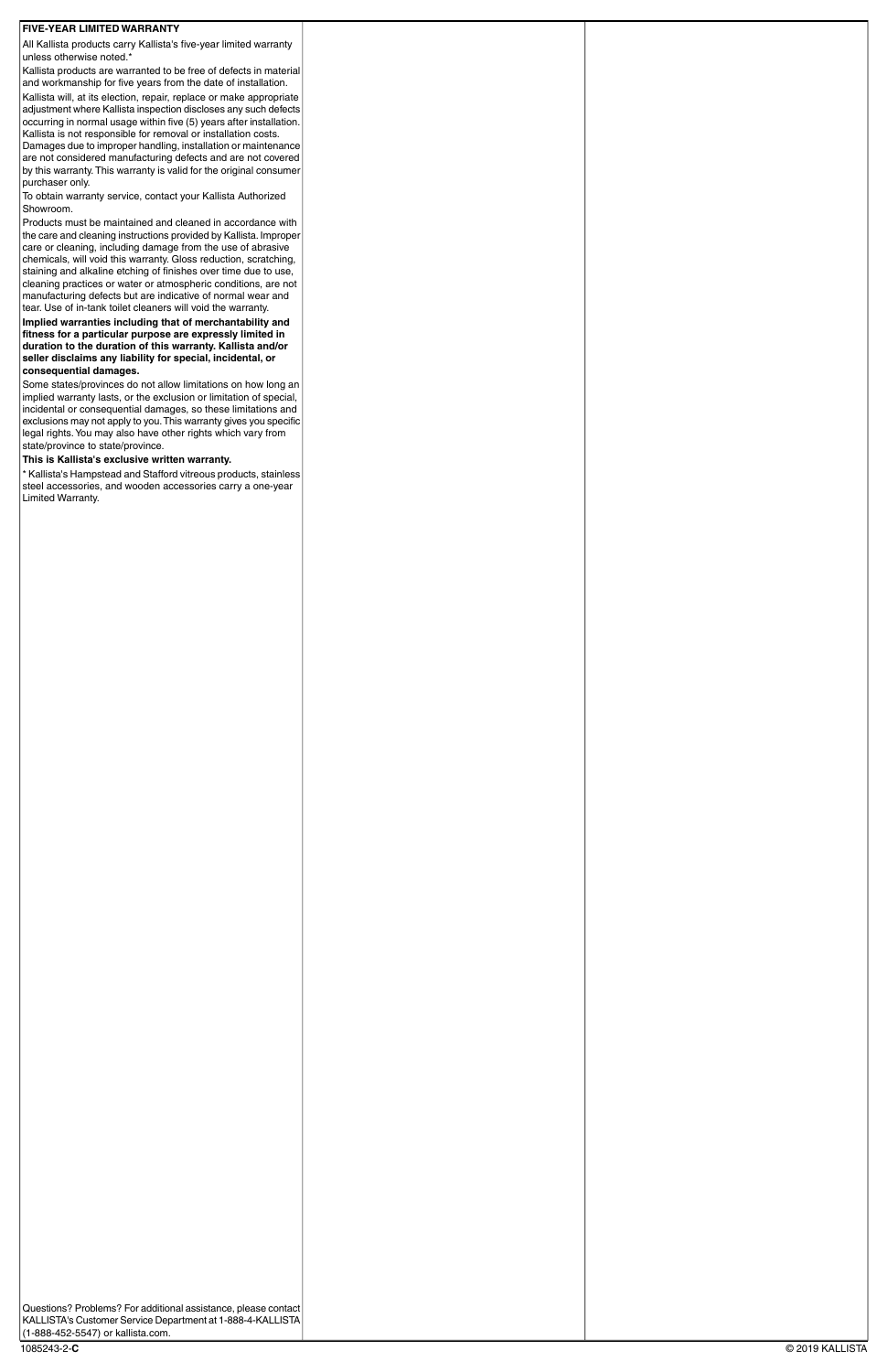## FIVE-YEAR LIMITED WARRANTY

All Kallista products carry Kallista's five-year limited warranty unless otherwise noted.*

Kallista products are warranted to be free of defects in material and workmanship for five years from the date of installation.

Kallista will, at its election, repair, replace or make appropriate adjustment where Kallista inspection discloses any such defects occurring in normal usage within five (5) years after installation. Kallista is not responsible for removal or installation costs. Damages due to improper handling, installation or maintenance are not considered manufacturing defects and are not covered by this warranty. This warranty is valid for the original consumer purchaser only.

To obtain warranty service, contact your Kallista Authorized Showroom.

Products must be maintained and cleaned in accordance with the care and cleaning instructions provided by Kallista. Improper care or cleaning, including damage from the use of abrasive chemicals, will void this warranty. Gloss reduction, scratching, staining and alkaline etching of finishes over time due to use, cleaning practices or water or atmospheric conditions, are not manufacturing defects but are indicative of normal wear and tear. Use of in-tank toilet cleaners will void the warranty.

**Implied warranties including that of merchantability and fitness for a particular purpose are expressly limited in duration to the duration of this warranty. Kallista and/or seller disclaims any liability for special, incidental, or consequential damages.**

Some states/provinces do not allow limitations on how long an implied warranty lasts, or the exclusion or limitation of special, incidental or consequential damages, so these limitations and exclusions may not apply to you. This warranty gives you specific legal rights. You may also have other rights which vary from state/province to state/province.

**This is Kallista's exclusive written warranty.**

* Kallista's Hampstead and Stafford vitreous products, stainless steel accessories, and wooden accessories carry a one-year Limited Warranty.

Questions? Problems? For additional assistance, please contact KALLISTA's Customer Service Department at 1-888-4-KALLISTA (1-888-452-5547) or kallista.com.

1085243-2-**C**

© 2019 KALLISTA